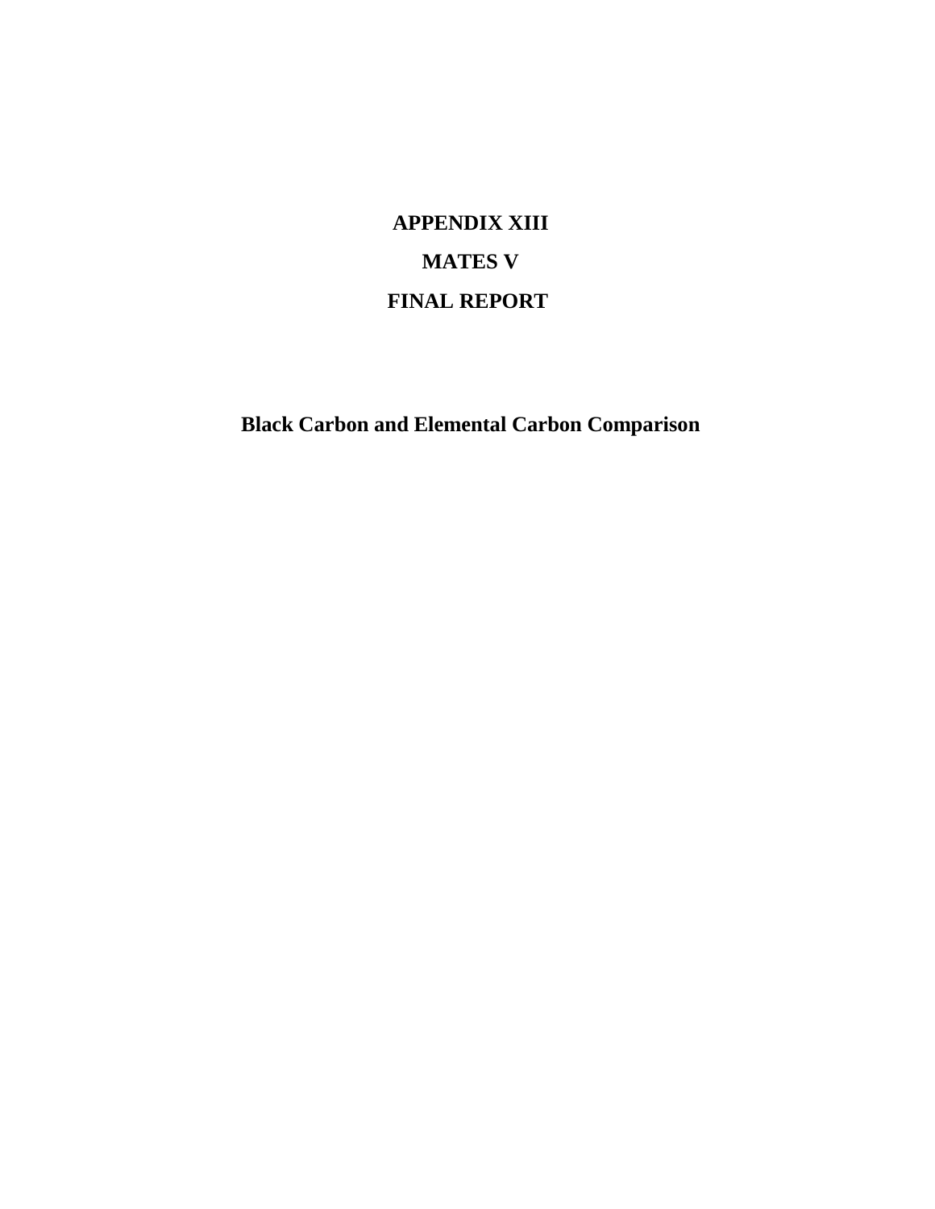# APPENDIX XIII

# MATES V

# FINAL REPORT

## Black Carbon and Elemental Carbon Comparison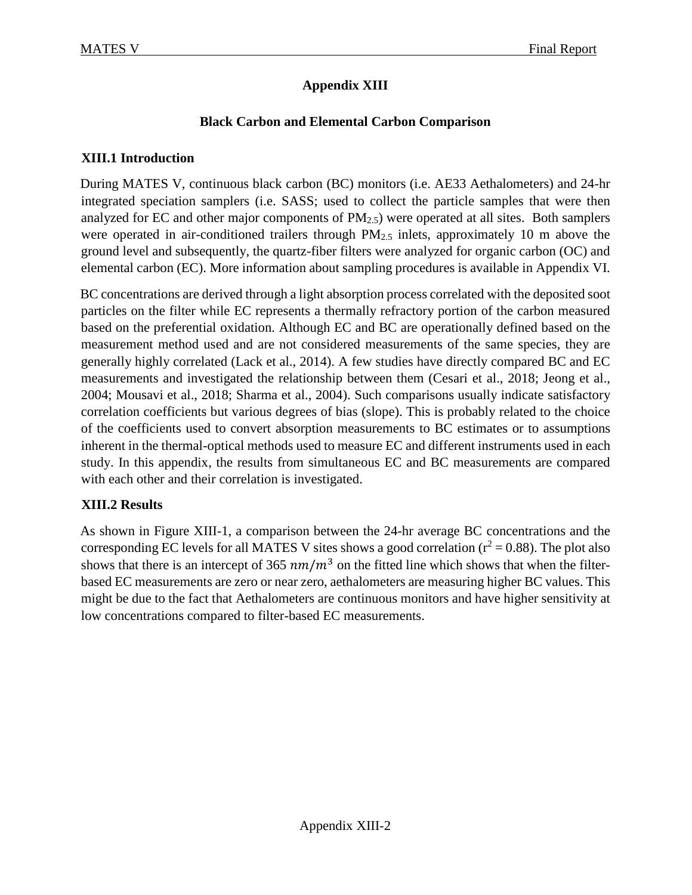# Appendix XIII

## Black Carbon and Elemental Carbon Comparison

### XIII.1 Introduction

During MATES V, continuous black carbon (BC) monitors (i.e. AE33 Aethalometers) and 24-hr integrated speciation samplers (i.e. SASS; used to collect the particle samples that were then analyzed for EC and other major components of $PM_{2.5}$) were operated at all sites. Both samplers were operated in air-conditioned trailers through $PM_{2.5}$ inlets, approximately 10 m above the ground level and subsequently, the quartz-fiber filters were analyzed for organic carbon (OC) and elemental carbon (EC). More information about sampling procedures is available in Appendix VI.

BC concentrations are derived through a light absorption process correlated with the deposited soot particles on the filter while EC represents a thermally refractory portion of the carbon measured based on the preferential oxidation. Although EC and BC are operationally defined based on the measurement method used and are not considered measurements of the same species, they are generally highly correlated (Lack et al., 2014). A few studies have directly compared BC and EC measurements and investigated the relationship between them (Cesari et al., 2018; Jeong et al., 2004; Mousavi et al., 2018; Sharma et al., 2004). Such comparisons usually indicate satisfactory correlation coefficients but various degrees of bias (slope). This is probably related to the choice of the coefficients used to convert absorption measurements to BC estimates or to assumptions inherent in the thermal-optical methods used to measure EC and different instruments used in each study. In this appendix, the results from simultaneous EC and BC measurements are compared with each other and their correlation is investigated.

### XIII.2 Results

As shown in Figure XIII-1, a comparison between the 24-hr average BC concentrations and the corresponding EC levels for all MATES V sites shows a good correlation ($r^2 = 0.88$). The plot also shows that there is an intercept of 365 $nm/m^3$ on the fitted line which shows that when the filter-based EC measurements are zero or near zero, aethalometers are measuring higher BC values. This might be due to the fact that Aethalometers are continuous monitors and have higher sensitivity at low concentrations compared to filter-based EC measurements.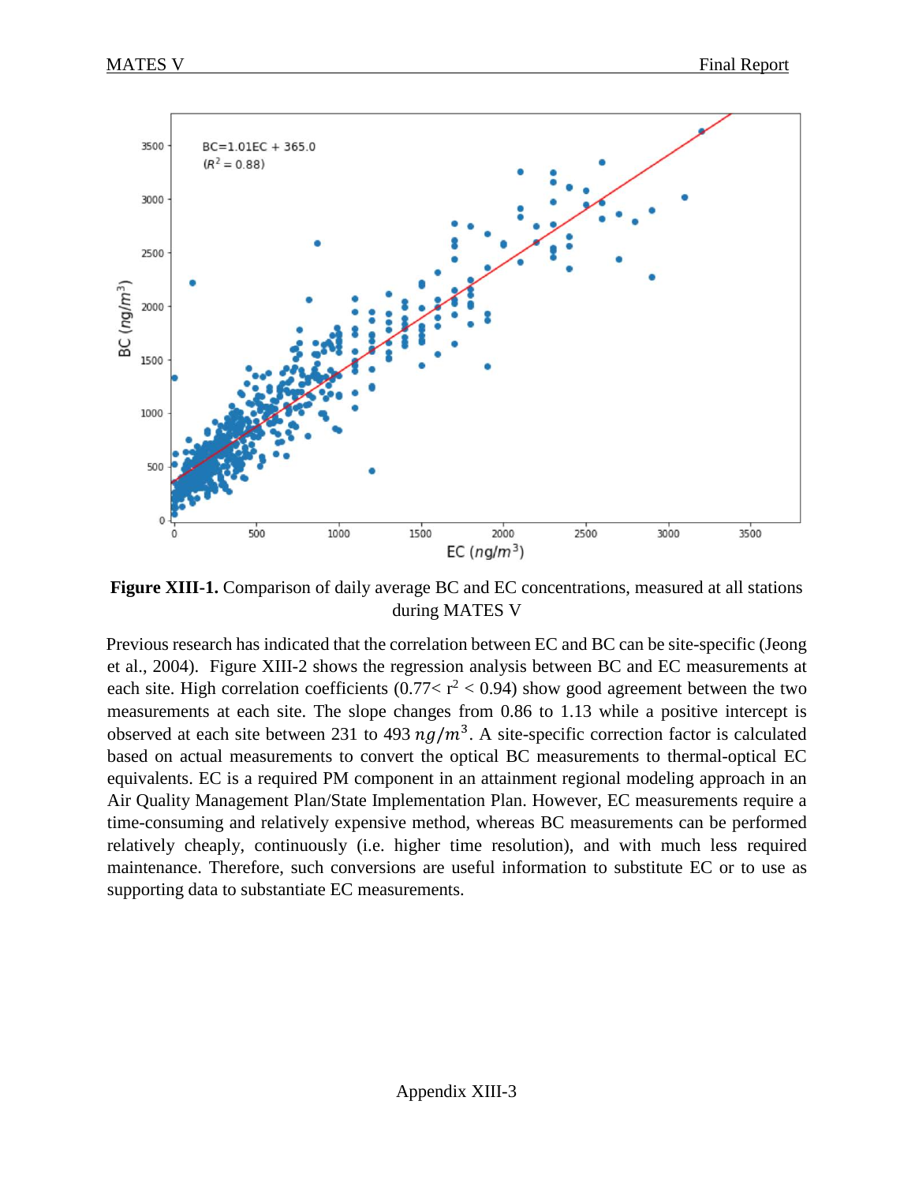**Figure XIII-1.** Comparison of daily average BC and EC concentrations, measured at all stations during MATES V

Previous research has indicated that the correlation between EC and BC can be site-specific (Jeong et al., 2004). Figure XIII-2 shows the regression analysis between BC and EC measurements at each site. High correlation coefficients ($0.77 < r^2 < 0.94$) show good agreement between the two measurements at each site. The slope changes from 0.86 to 1.13 while a positive intercept is observed at each site between 231 to 493 $ng/m^3$. A site-specific correction factor is calculated based on actual measurements to convert the optical BC measurements to thermal-optical EC equivalents. EC is a required PM component in an attainment regional modeling approach in an Air Quality Management Plan/State Implementation Plan. However, EC measurements require a time-consuming and relatively expensive method, whereas BC measurements can be performed relatively cheaply, continuously (i.e. higher time resolution), and with much less required maintenance. Therefore, such conversions are useful information to substitute EC or to use as supporting data to substantiate EC measurements.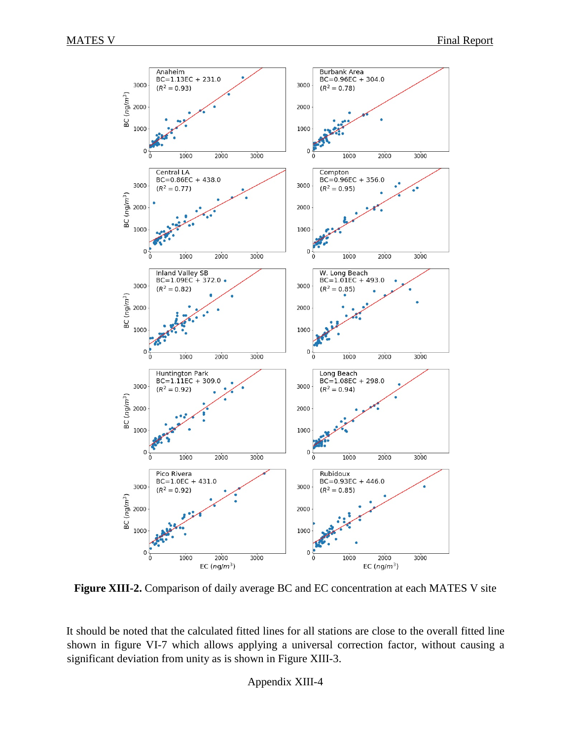**Figure XIII-2.** Comparison of daily average BC and EC concentration at each MATES V site

It should be noted that the calculated fitted lines for all stations are close to the overall fitted line shown in figure VI-7 which allows applying a universal correction factor, without causing a significant deviation from unity as is shown in Figure XIII-3.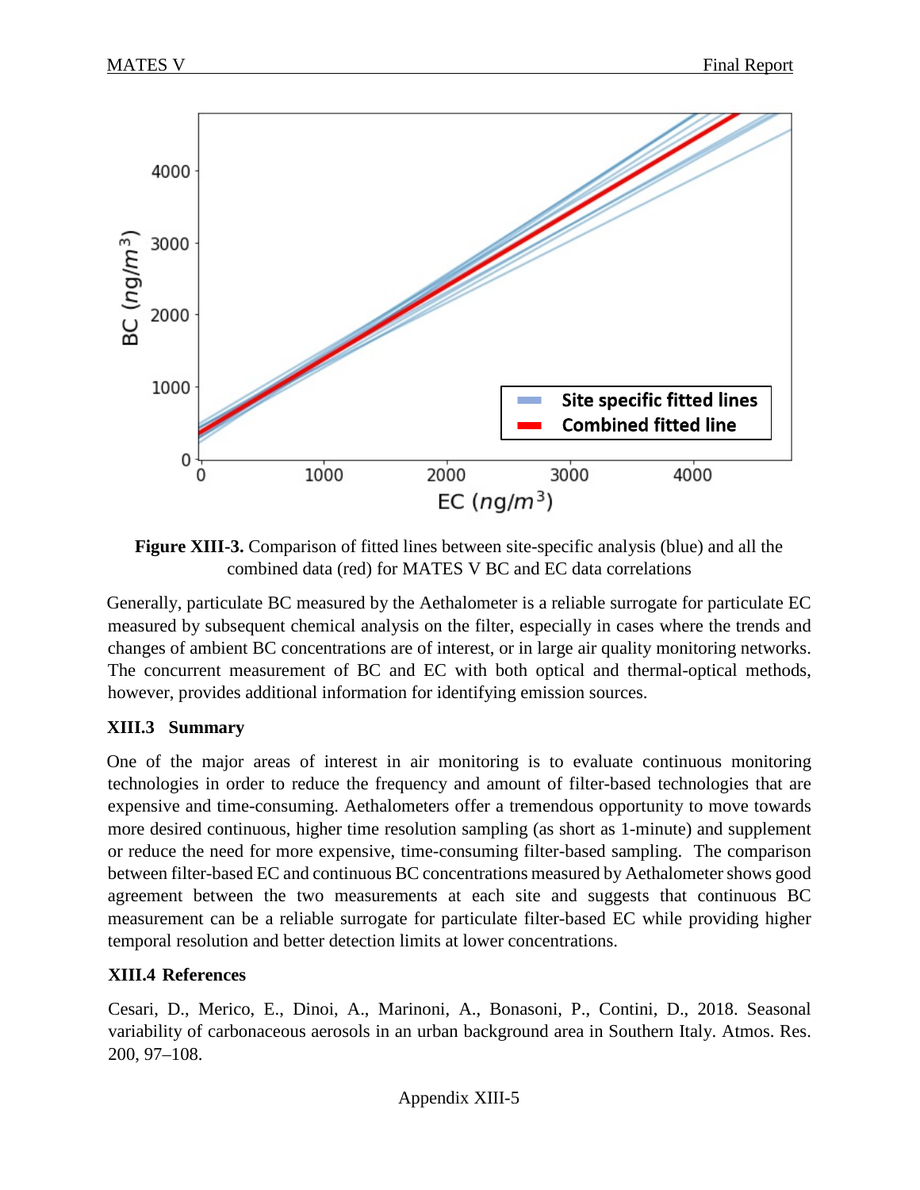**Figure XIII-3.** Comparison of fitted lines between site-specific analysis (blue) and all the combined data (red) for MATES V BC and EC data correlations

Generally, particulate BC measured by the Aethalometer is a reliable surrogate for particulate EC measured by subsequent chemical analysis on the filter, especially in cases where the trends and changes of ambient BC concentrations are of interest, or in large air quality monitoring networks. The concurrent measurement of BC and EC with both optical and thermal-optical methods, however, provides additional information for identifying emission sources.

### XIII.3 Summary

One of the major areas of interest in air monitoring is to evaluate continuous monitoring technologies in order to reduce the frequency and amount of filter-based technologies that are expensive and time-consuming. Aethalometers offer a tremendous opportunity to move towards more desired continuous, higher time resolution sampling (as short as 1-minute) and supplement or reduce the need for more expensive, time-consuming filter-based sampling. The comparison between filter-based EC and continuous BC concentrations measured by Aethalometer shows good agreement between the two measurements at each site and suggests that continuous BC measurement can be a reliable surrogate for particulate filter-based EC while providing higher temporal resolution and better detection limits at lower concentrations.

### XIII.4 References

Cesari, D., Merico, E., Dinoi, A., Marinoni, A., Bonasoni, P., Contini, D., 2018. Seasonal variability of carbonaceous aerosols in an urban background area in Southern Italy. Atmos. Res. 200, 97–108.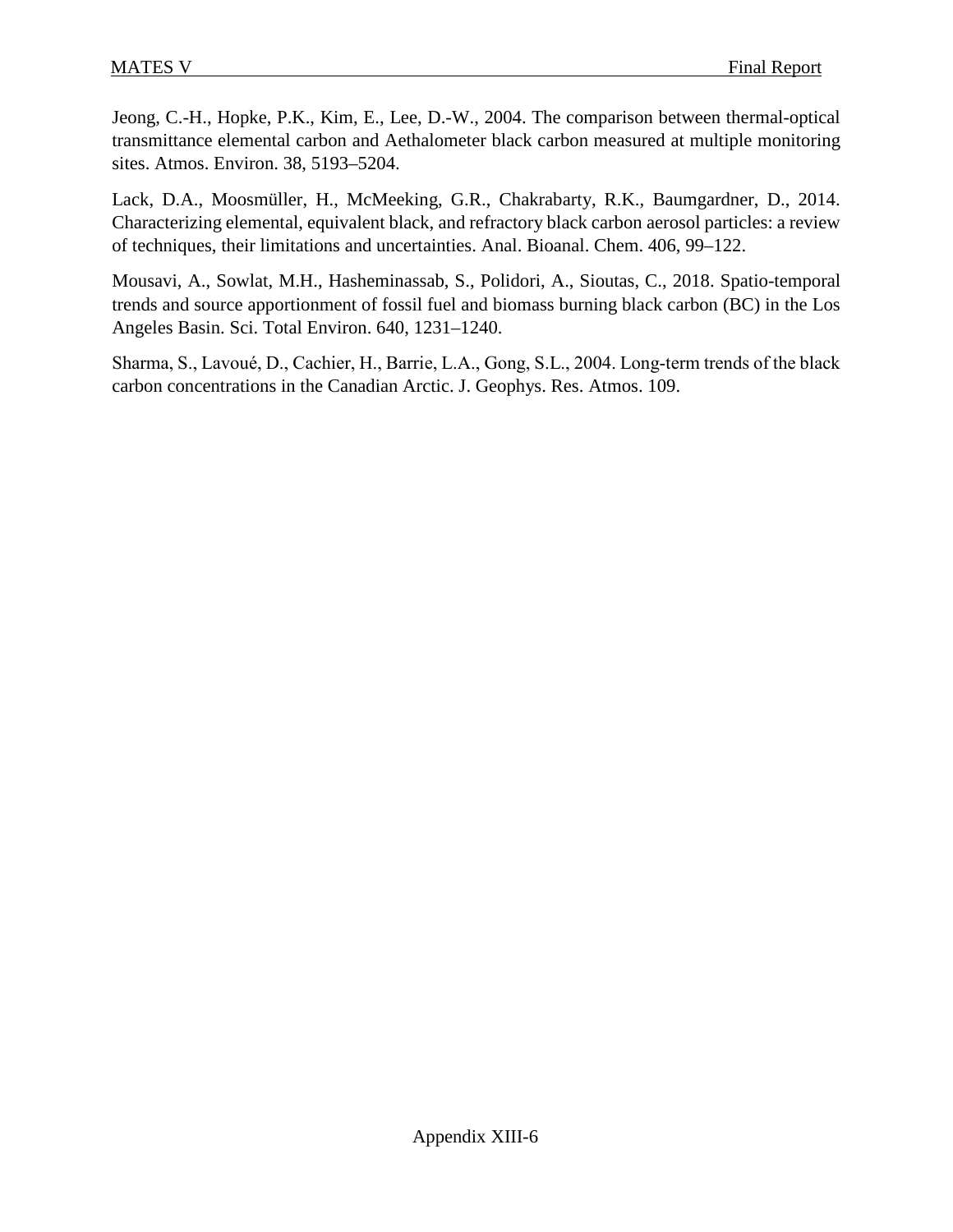Jeong, C.-H., Hopke, P.K., Kim, E., Lee, D.-W., 2004. The comparison between thermal-optical transmittance elemental carbon and Aethalometer black carbon measured at multiple monitoring sites. Atmos. Environ. 38, 5193–5204.

Lack, D.A., Moosmüller, H., McMeeking, G.R., Chakrabarty, R.K., Baumgardner, D., 2014. Characterizing elemental, equivalent black, and refractory black carbon aerosol particles: a review of techniques, their limitations and uncertainties. Anal. Bioanal. Chem. 406, 99–122.

Mousavi, A., Sowlat, M.H., Hasheminassab, S., Polidori, A., Sioutas, C., 2018. Spatio-temporal trends and source apportionment of fossil fuel and biomass burning black carbon (BC) in the Los Angeles Basin. Sci. Total Environ. 640, 1231–1240.

Sharma, S., Lavoué, D., Cachier, H., Barrie, L.A., Gong, S.L., 2004. Long-term trends of the black carbon concentrations in the Canadian Arctic. J. Geophys. Res. Atmos. 109.